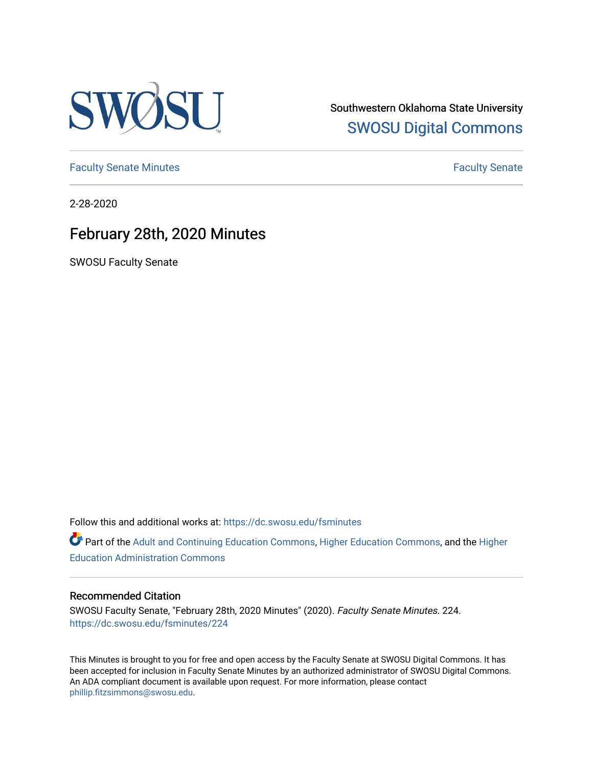Southwestern Oklahoma State University
SWOSU Digital Commons

Faculty Senate Minutes | Faculty Senate

2-28-2020

# February 28th, 2020 Minutes

SWOSU Faculty Senate

Follow this and additional works at: https://dc.swosu.edu/fsminutes

Part of the Adult and Continuing Education Commons, Higher Education Commons, and the Higher Education Administration Commons

## Recommended Citation

SWOSU Faculty Senate, "February 28th, 2020 Minutes" (2020). *Faculty Senate Minutes*. 224.
https://dc.swosu.edu/fsminutes/224

This Minutes is brought to you for free and open access by the Faculty Senate at SWOSU Digital Commons. It has been accepted for inclusion in Faculty Senate Minutes by an authorized administrator of SWOSU Digital Commons. An ADA compliant document is available upon request. For more information, please contact phillip.fitzsimmons@swosu.edu.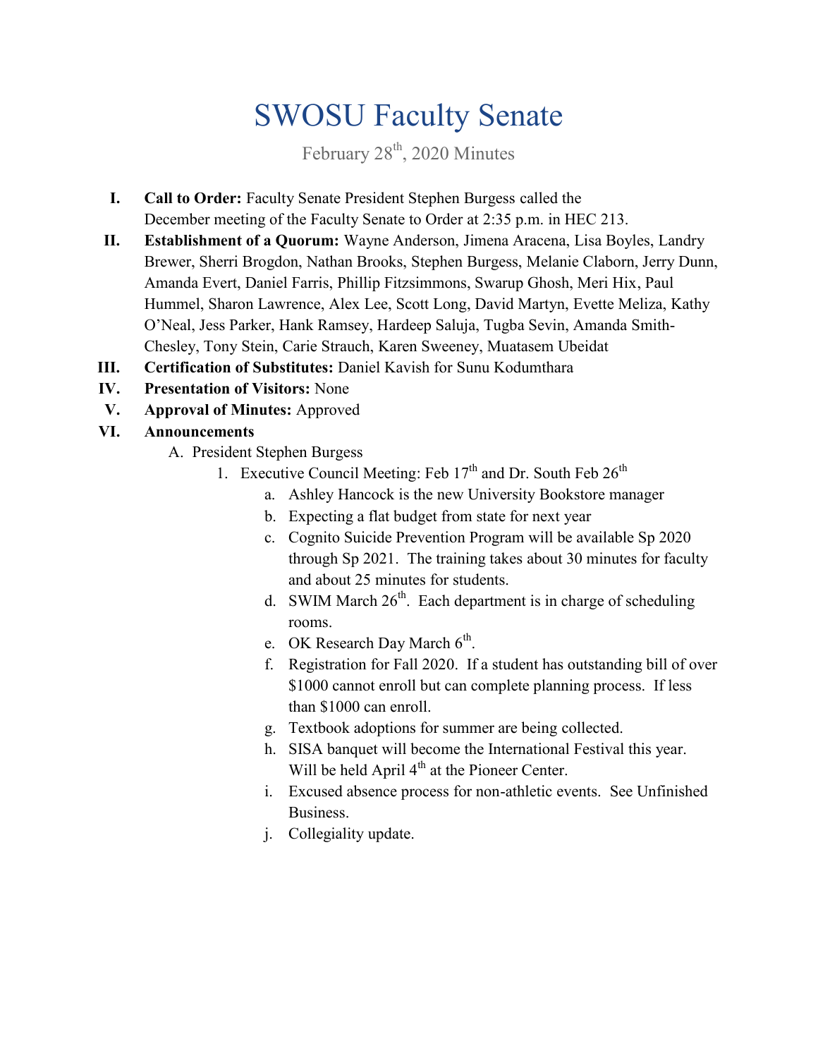# SWOSU Faculty Senate

February 28th, 2020 Minutes

I. **Call to Order:** Faculty Senate President Stephen Burgess called the December meeting of the Faculty Senate to Order at 2:35 p.m. in HEC 213.

II. **Establishment of a Quorum:** Wayne Anderson, Jimena Aracena, Lisa Boyles, Landry Brewer, Sherri Brogdon, Nathan Brooks, Stephen Burgess, Melanie Claborn, Jerry Dunn, Amanda Evert, Daniel Farris, Phillip Fitzsimmons, Swarup Ghosh, Meri Hix, Paul Hummel, Sharon Lawrence, Alex Lee, Scott Long, David Martyn, Evette Meliza, Kathy O'Neal, Jess Parker, Hank Ramsey, Hardeep Saluja, Tugba Sevin, Amanda Smith-Chesley, Tony Stein, Carie Strauch, Karen Sweeney, Muatasem Ubeidat

III. **Certification of Substitutes:** Daniel Kavish for Sunu Kodumthara

IV. **Presentation of Visitors:** None

V. **Approval of Minutes:** Approved

VI. **Announcements**

   A. President Stephen Burgess

      1. Executive Council Meeting: Feb 17th and Dr. South Feb 26th

         a. Ashley Hancock is the new University Bookstore manager
         b. Expecting a flat budget from state for next year
         c. Cognito Suicide Prevention Program will be available Sp 2020 through Sp 2021. The training takes about 30 minutes for faculty and about 25 minutes for students.
         d. SWIM March 26th. Each department is in charge of scheduling rooms.
         e. OK Research Day March 6th.
         f. Registration for Fall 2020. If a student has outstanding bill of over $1000 cannot enroll but can complete planning process. If less than $1000 can enroll.
         g. Textbook adoptions for summer are being collected.
         h. SISA banquet will become the International Festival this year. Will be held April 4th at the Pioneer Center.
         i. Excused absence process for non-athletic events. See Unfinished Business.
         j. Collegiality update.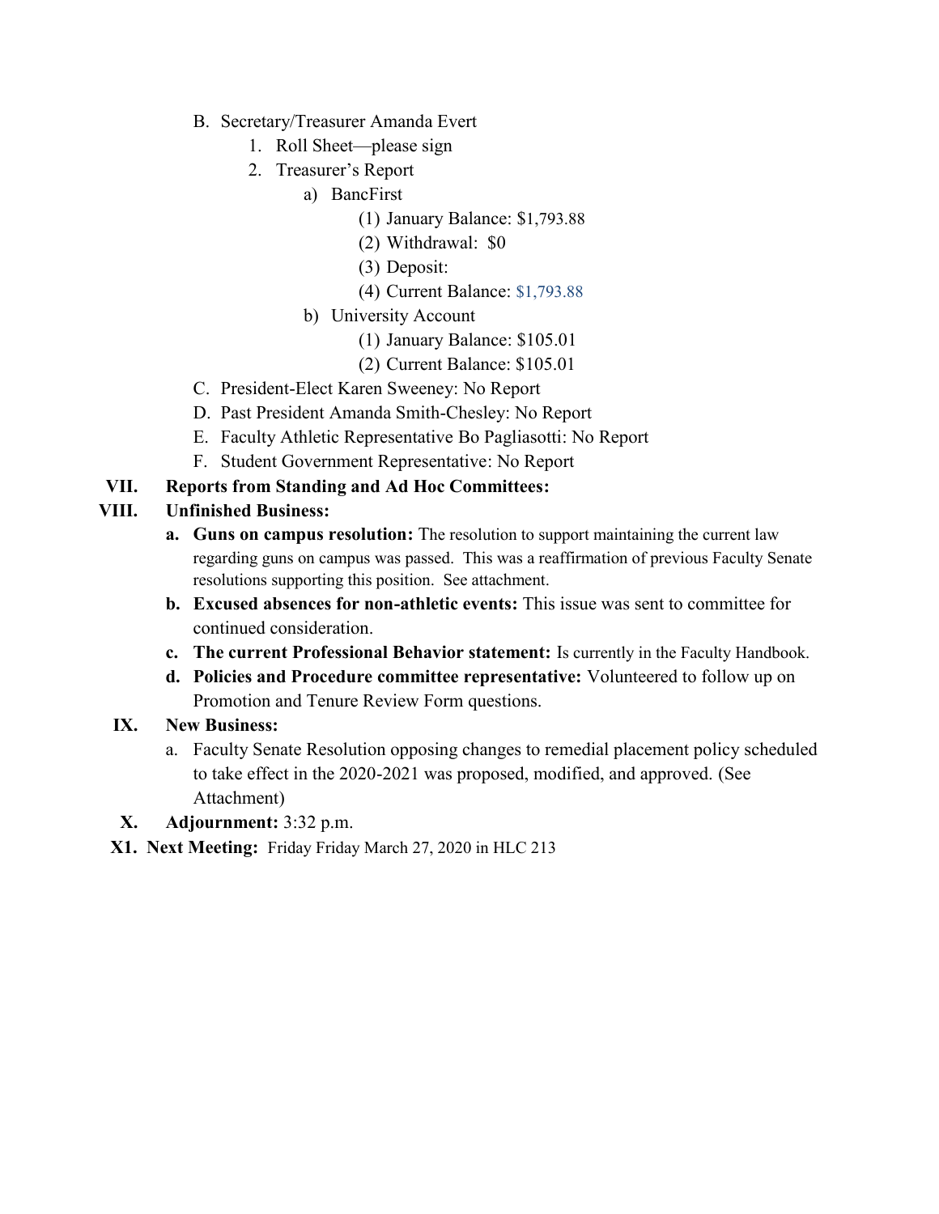B. Secretary/Treasurer Amanda Evert
   1. Roll Sheet—please sign
   2. Treasurer's Report
      a) BancFirst
         (1) January Balance: $1,793.88
         (2) Withdrawal: $0
         (3) Deposit:
         (4) Current Balance: $1,793.88
      b) University Account
         (1) January Balance: $105.01
         (2) Current Balance: $105.01

C. President-Elect Karen Sweeney: No Report

D. Past President Amanda Smith-Chesley: No Report

E. Faculty Athletic Representative Bo Pagliasotti: No Report

F. Student Government Representative: No Report

**VII. Reports from Standing and Ad Hoc Committees:**

**VIII. Unfinished Business:**

**a. Guns on campus resolution:** The resolution to support maintaining the current law regarding guns on campus was passed. This was a reaffirmation of previous Faculty Senate resolutions supporting this position. See attachment.

**b. Excused absences for non-athletic events:** This issue was sent to committee for continued consideration.

**c. The current Professional Behavior statement:** Is currently in the Faculty Handbook.

**d. Policies and Procedure committee representative:** Volunteered to follow up on Promotion and Tenure Review Form questions.

**IX. New Business:**

a. Faculty Senate Resolution opposing changes to remedial placement policy scheduled to take effect in the 2020-2021 was proposed, modified, and approved. (See Attachment)

**X. Adjournment:** 3:32 p.m.

**X1. Next Meeting:** Friday Friday March 27, 2020 in HLC 213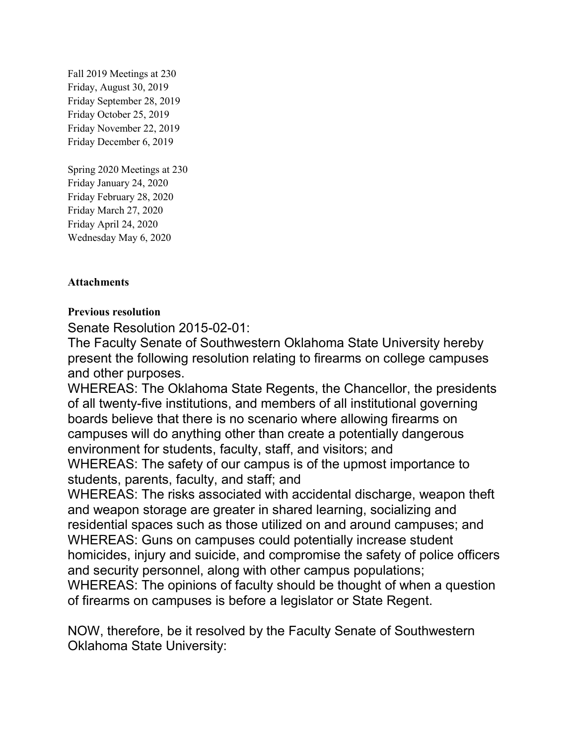Fall 2019 Meetings at 230
Friday, August 30, 2019
Friday September 28, 2019
Friday October 25, 2019
Friday November 22, 2019
Friday December 6, 2019

Spring 2020 Meetings at 230
Friday January 24, 2020
Friday February 28, 2020
Friday March 27, 2020
Friday April 24, 2020
Wednesday May 6, 2020

**Attachments**

**Previous resolution**

Senate Resolution 2015-02-01:

The Faculty Senate of Southwestern Oklahoma State University hereby present the following resolution relating to firearms on college campuses and other purposes.

WHEREAS: The Oklahoma State Regents, the Chancellor, the presidents of all twenty-five institutions, and members of all institutional governing boards believe that there is no scenario where allowing firearms on campuses will do anything other than create a potentially dangerous environment for students, faculty, staff, and visitors; and

WHEREAS: The safety of our campus is of the upmost importance to students, parents, faculty, and staff; and

WHEREAS: The risks associated with accidental discharge, weapon theft and weapon storage are greater in shared learning, socializing and residential spaces such as those utilized on and around campuses; and

WHEREAS: Guns on campuses could potentially increase student homicides, injury and suicide, and compromise the safety of police officers and security personnel, along with other campus populations;

WHEREAS: The opinions of faculty should be thought of when a question of firearms on campuses is before a legislator or State Regent.

NOW, therefore, be it resolved by the Faculty Senate of Southwestern Oklahoma State University: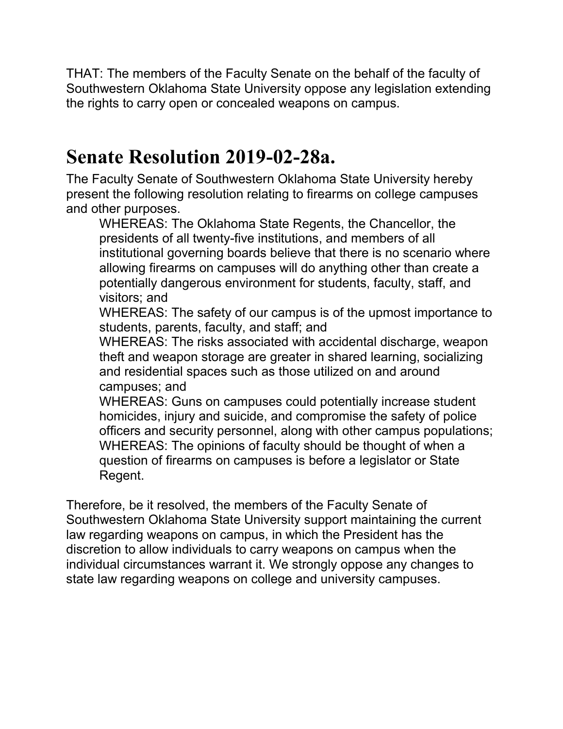THAT: The members of the Faculty Senate on the behalf of the faculty of Southwestern Oklahoma State University oppose any legislation extending the rights to carry open or concealed weapons on campus.

# Senate Resolution 2019-02-28a.

The Faculty Senate of Southwestern Oklahoma State University hereby present the following resolution relating to firearms on college campuses and other purposes.

> WHEREAS: The Oklahoma State Regents, the Chancellor, the presidents of all twenty-five institutions, and members of all institutional governing boards believe that there is no scenario where allowing firearms on campuses will do anything other than create a potentially dangerous environment for students, faculty, staff, and visitors; and
>
> WHEREAS: The safety of our campus is of the upmost importance to students, parents, faculty, and staff; and
>
> WHEREAS: The risks associated with accidental discharge, weapon theft and weapon storage are greater in shared learning, socializing and residential spaces such as those utilized on and around campuses; and
>
> WHEREAS: Guns on campuses could potentially increase student homicides, injury and suicide, and compromise the safety of police officers and security personnel, along with other campus populations;
>
> WHEREAS: The opinions of faculty should be thought of when a question of firearms on campuses is before a legislator or State Regent.

Therefore, be it resolved, the members of the Faculty Senate of Southwestern Oklahoma State University support maintaining the current law regarding weapons on campus, in which the President has the discretion to allow individuals to carry weapons on campus when the individual circumstances warrant it. We strongly oppose any changes to state law regarding weapons on college and university campuses.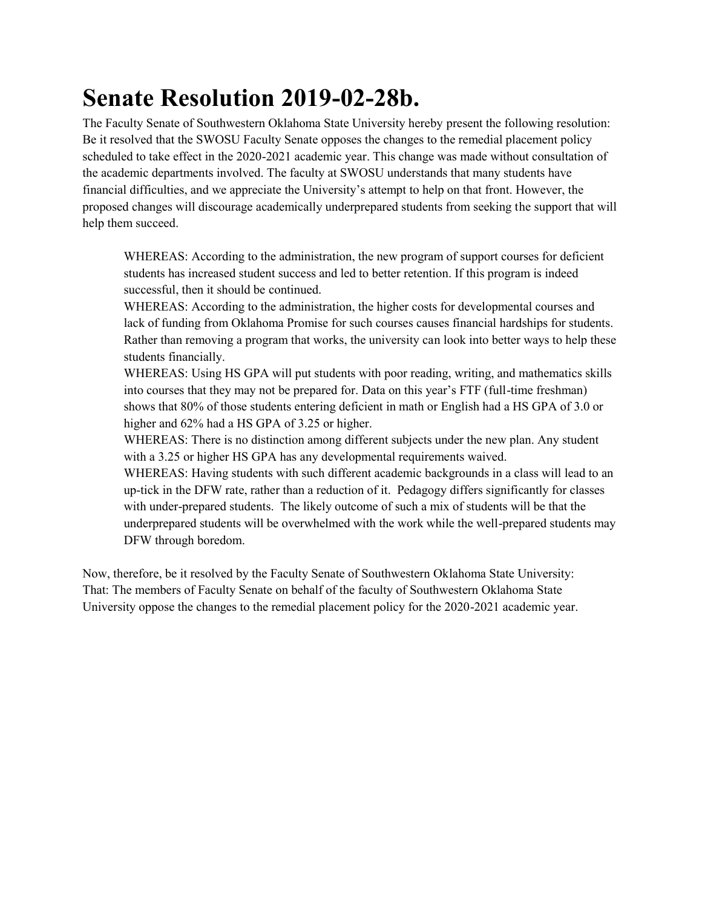# Senate Resolution 2019-02-28b.

The Faculty Senate of Southwestern Oklahoma State University hereby present the following resolution: Be it resolved that the SWOSU Faculty Senate opposes the changes to the remedial placement policy scheduled to take effect in the 2020-2021 academic year. This change was made without consultation of the academic departments involved. The faculty at SWOSU understands that many students have financial difficulties, and we appreciate the University's attempt to help on that front. However, the proposed changes will discourage academically underprepared students from seeking the support that will help them succeed.

> WHEREAS: According to the administration, the new program of support courses for deficient students has increased student success and led to better retention. If this program is indeed successful, then it should be continued.
>
> WHEREAS: According to the administration, the higher costs for developmental courses and lack of funding from Oklahoma Promise for such courses causes financial hardships for students. Rather than removing a program that works, the university can look into better ways to help these students financially.
>
> WHEREAS: Using HS GPA will put students with poor reading, writing, and mathematics skills into courses that they may not be prepared for. Data on this year's FTF (full-time freshman) shows that 80% of those students entering deficient in math or English had a HS GPA of 3.0 or higher and 62% had a HS GPA of 3.25 or higher.
>
> WHEREAS: There is no distinction among different subjects under the new plan. Any student with a 3.25 or higher HS GPA has any developmental requirements waived.
>
> WHEREAS: Having students with such different academic backgrounds in a class will lead to an up-tick in the DFW rate, rather than a reduction of it. Pedagogy differs significantly for classes with under-prepared students. The likely outcome of such a mix of students will be that the underprepared students will be overwhelmed with the work while the well-prepared students may DFW through boredom.

Now, therefore, be it resolved by the Faculty Senate of Southwestern Oklahoma State University:
That: The members of Faculty Senate on behalf of the faculty of Southwestern Oklahoma State University oppose the changes to the remedial placement policy for the 2020-2021 academic year.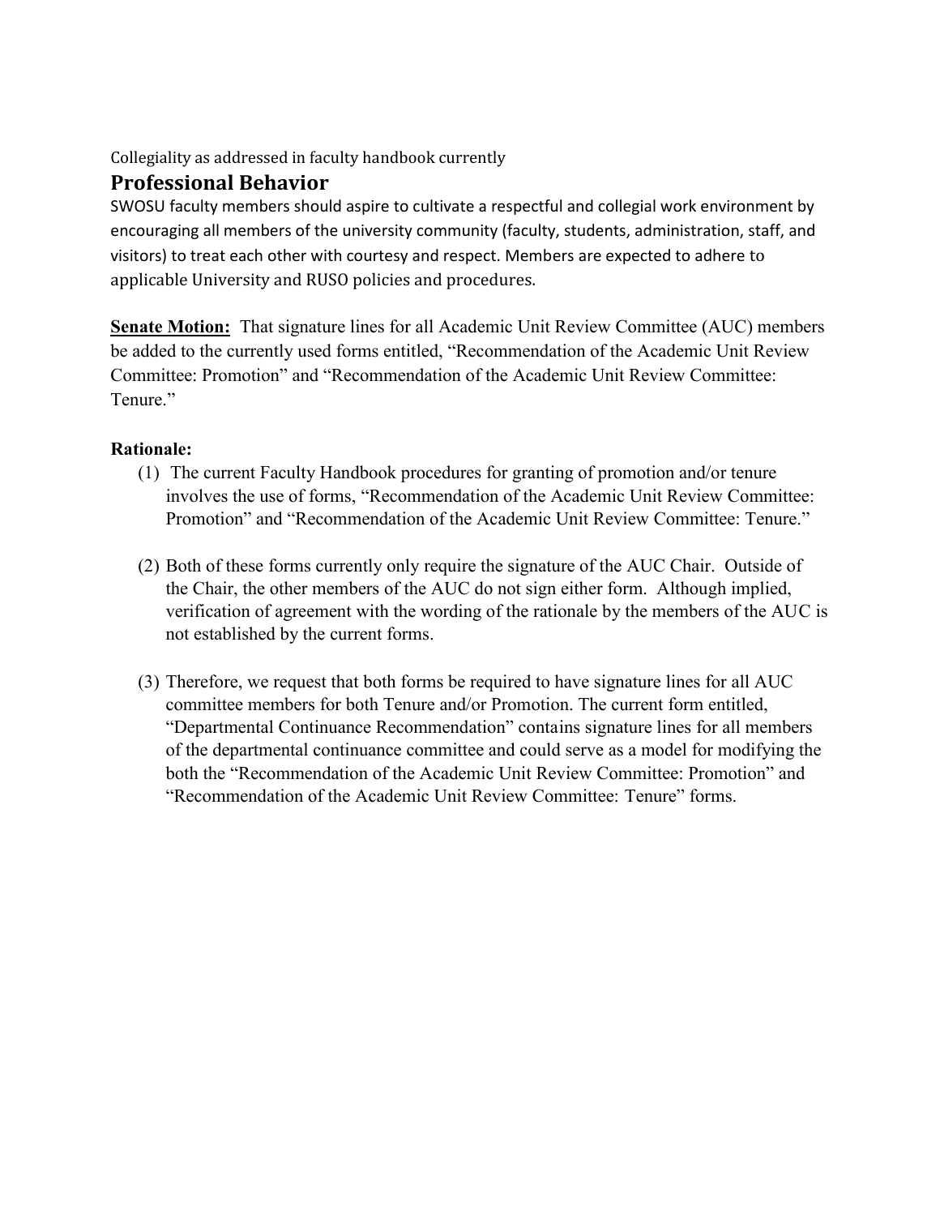Collegiality as addressed in faculty handbook currently

## Professional Behavior

SWOSU faculty members should aspire to cultivate a respectful and collegial work environment by encouraging all members of the university community (faculty, students, administration, staff, and visitors) to treat each other with courtesy and respect. Members are expected to adhere to applicable University and RUSO policies and procedures.

**Senate Motion:** That signature lines for all Academic Unit Review Committee (AUC) members be added to the currently used forms entitled, "Recommendation of the Academic Unit Review Committee: Promotion" and "Recommendation of the Academic Unit Review Committee: Tenure."

**Rationale:**

(1) The current Faculty Handbook procedures for granting of promotion and/or tenure involves the use of forms, "Recommendation of the Academic Unit Review Committee: Promotion" and "Recommendation of the Academic Unit Review Committee: Tenure."

(2) Both of these forms currently only require the signature of the AUC Chair. Outside of the Chair, the other members of the AUC do not sign either form. Although implied, verification of agreement with the wording of the rationale by the members of the AUC is not established by the current forms.

(3) Therefore, we request that both forms be required to have signature lines for all AUC committee members for both Tenure and/or Promotion. The current form entitled, "Departmental Continuance Recommendation" contains signature lines for all members of the departmental continuance committee and could serve as a model for modifying the both the "Recommendation of the Academic Unit Review Committee: Promotion" and "Recommendation of the Academic Unit Review Committee: Tenure" forms.